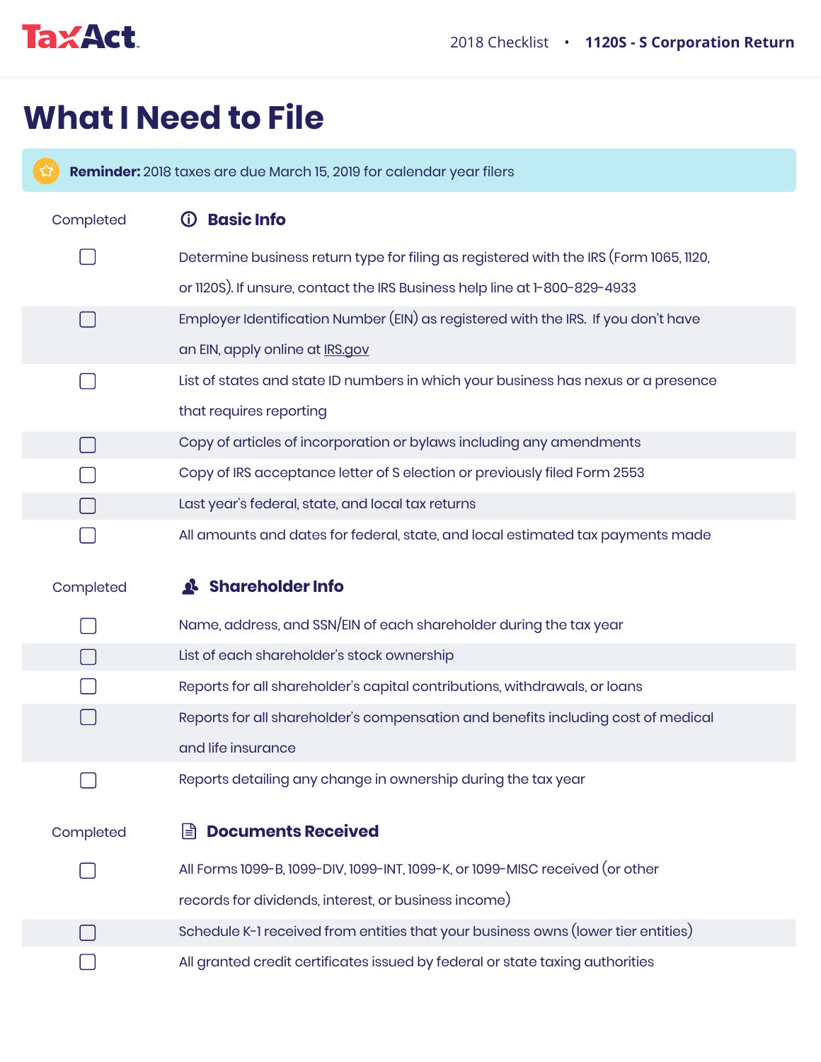# What I Need to File

**Reminder:** 2018 taxes are due March 15, 2019 for calendar year filers

## Basic Info

| Completed | Basic Info |
|---|---|
| ☐ | Determine business return type for filing as registered with the IRS (Form 1065, 1120, or 1120S). If unsure, contact the IRS Business help line at 1-800-829-4933 |
| ☐ | Employer Identification Number (EIN) as registered with the IRS. If you don't have an EIN, apply online at IRS.gov |
| ☐ | List of states and state ID numbers in which your business has nexus or a presence that requires reporting |
| ☐ | Copy of articles of incorporation or bylaws including any amendments |
| ☐ | Copy of IRS acceptance letter of S election or previously filed Form 2553 |
| ☐ | Last year's federal, state, and local tax returns |
| ☐ | All amounts and dates for federal, state, and local estimated tax payments made |

## Shareholder Info

| Completed | Shareholder Info |
|---|---|
| ☐ | Name, address, and SSN/EIN of each shareholder during the tax year |
| ☐ | List of each shareholder's stock ownership |
| ☐ | Reports for all shareholder's capital contributions, withdrawals, or loans |
| ☐ | Reports for all shareholder's compensation and benefits including cost of medical and life insurance |
| ☐ | Reports detailing any change in ownership during the tax year |

## Documents Received

| Completed | Documents Received |
|---|---|
| ☐ | All Forms 1099-B, 1099-DIV, 1099-INT, 1099-K, or 1099-MISC received (or other records for dividends, interest, or business income) |
| ☐ | Schedule K-1 received from entities that your business owns (lower tier entities) |
| ☐ | All granted credit certificates issued by federal or state taxing authorities |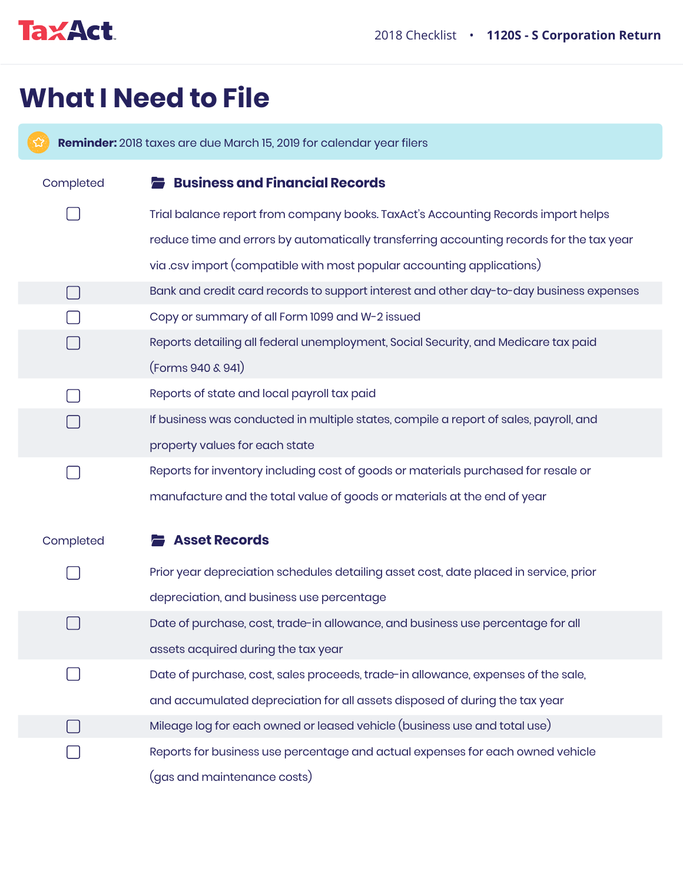# What I Need to File

**Reminder:** 2018 taxes are due March 15, 2019 for calendar year filers

| Completed | Business and Financial Records |
|---|---|
| ☐ | Trial balance report from company books. TaxAct's Accounting Records import helps reduce time and errors by automatically transferring accounting records for the tax year via .csv import (compatible with most popular accounting applications) |
| ☐ | Bank and credit card records to support interest and other day-to-day business expenses |
| ☐ | Copy or summary of all Form 1099 and W-2 issued |
| ☐ | Reports detailing all federal unemployment, Social Security, and Medicare tax paid (Forms 940 & 941) |
| ☐ | Reports of state and local payroll tax paid |
| ☐ | If business was conducted in multiple states, compile a report of sales, payroll, and property values for each state |
| ☐ | Reports for inventory including cost of goods or materials purchased for resale or manufacture and the total value of goods or materials at the end of year |

| Completed | Asset Records |
|---|---|
| ☐ | Prior year depreciation schedules detailing asset cost, date placed in service, prior depreciation, and business use percentage |
| ☐ | Date of purchase, cost, trade-in allowance, and business use percentage for all assets acquired during the tax year |
| ☐ | Date of purchase, cost, sales proceeds, trade-in allowance, expenses of the sale, and accumulated depreciation for all assets disposed of during the tax year |
| ☐ | Mileage log for each owned or leased vehicle (business use and total use) |
| ☐ | Reports for business use percentage and actual expenses for each owned vehicle (gas and maintenance costs) |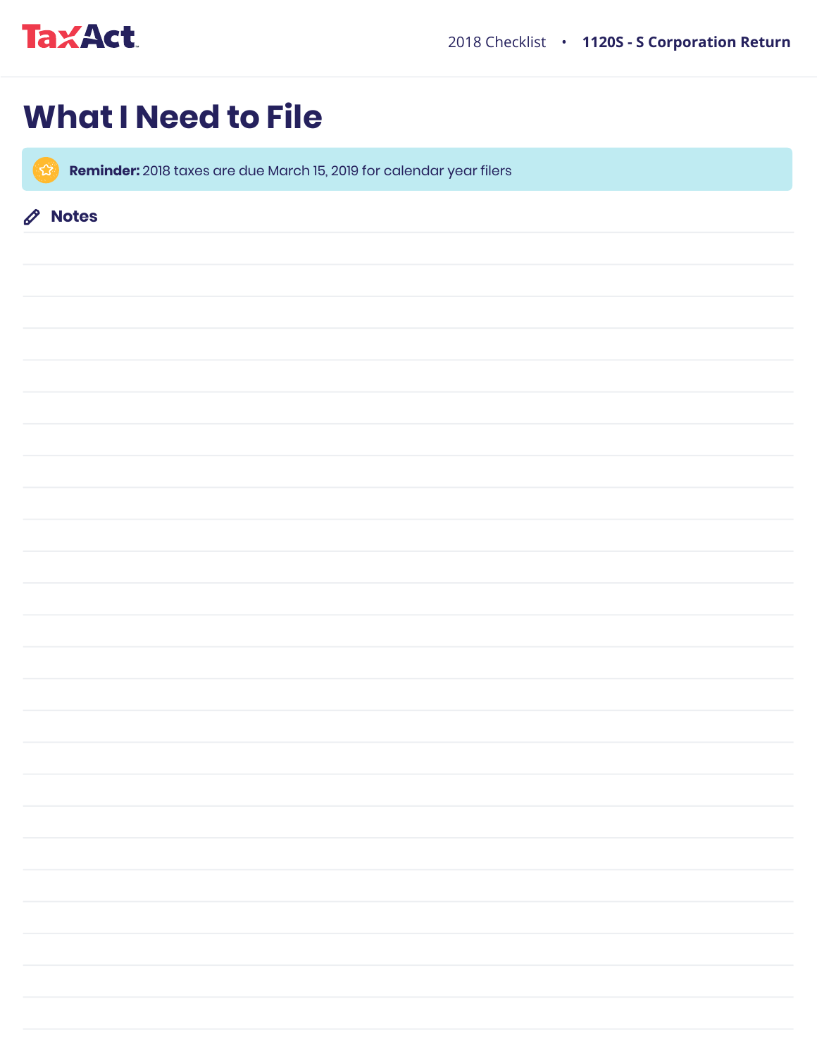# What I Need to File

**Reminder:** 2018 taxes are due March 15, 2019 for calendar year filers

**Notes**